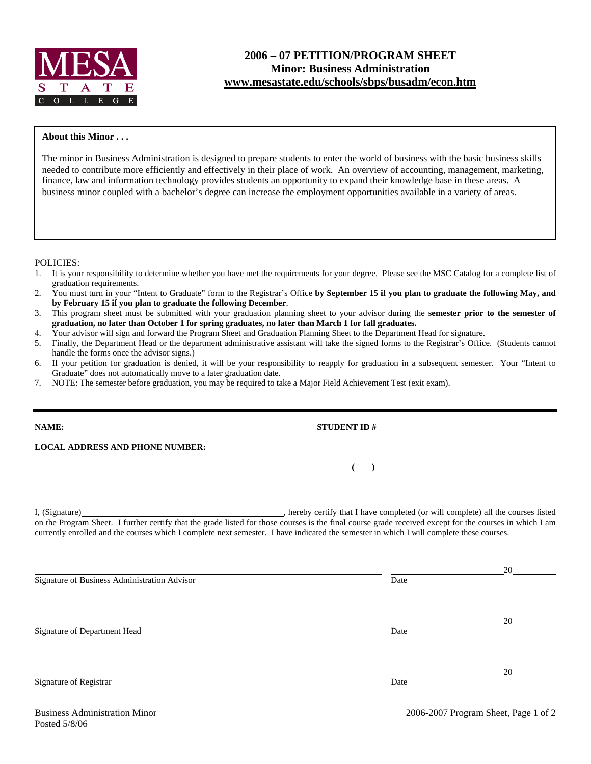MESA STATE COLLEGE

# 2006 – 07 PETITION/PROGRAM SHEET
## Minor: Business Administration
### www.mesastate.edu/schools/sbps/busadm/econ.htm

**About this Minor . . .**

The minor in Business Administration is designed to prepare students to enter the world of business with the basic business skills needed to contribute more efficiently and effectively in their place of work. An overview of accounting, management, marketing, finance, law and information technology provides students an opportunity to expand their knowledge base in these areas. A business minor coupled with a bachelor's degree can increase the employment opportunities available in a variety of areas.

POLICIES:

1. It is your responsibility to determine whether you have met the requirements for your degree. Please see the MSC Catalog for a complete list of graduation requirements.
2. You must turn in your "Intent to Graduate" form to the Registrar's Office **by September 15 if you plan to graduate the following May, and by February 15 if you plan to graduate the following December**.
3. This program sheet must be submitted with your graduation planning sheet to your advisor during the **semester prior to the semester of graduation, no later than October 1 for spring graduates, no later than March 1 for fall graduates.**
4. Your advisor will sign and forward the Program Sheet and Graduation Planning Sheet to the Department Head for signature.
5. Finally, the Department Head or the department administrative assistant will take the signed forms to the Registrar's Office. (Students cannot handle the forms once the advisor signs.)
6. If your petition for graduation is denied, it will be your responsibility to reapply for graduation in a subsequent semester. Your "Intent to Graduate" does not automatically move to a later graduation date.
7. NOTE: The semester before graduation, you may be required to take a Major Field Achievement Test (exit exam).

---

**NAME:** ______________________________ **STUDENT ID #** ______________________________

**LOCAL ADDRESS AND PHONE NUMBER:** ______________________________

______________________________ **( )** ______________________________

---

I, (Signature) ______________________________, hereby certify that I have completed (or will complete) all the courses listed on the Program Sheet. I further certify that the grade listed for those courses is the final course grade received except for the courses in which I am currently enrolled and the courses which I complete next semester. I have indicated the semester in which I will complete these courses.

______________________________ ______________20______
Signature of Business Administration Advisor Date

______________________________ ______________20______
Signature of Department Head Date

______________________________ ______________20______
Signature of Registrar Date

Business Administration Minor
Posted 5/8/06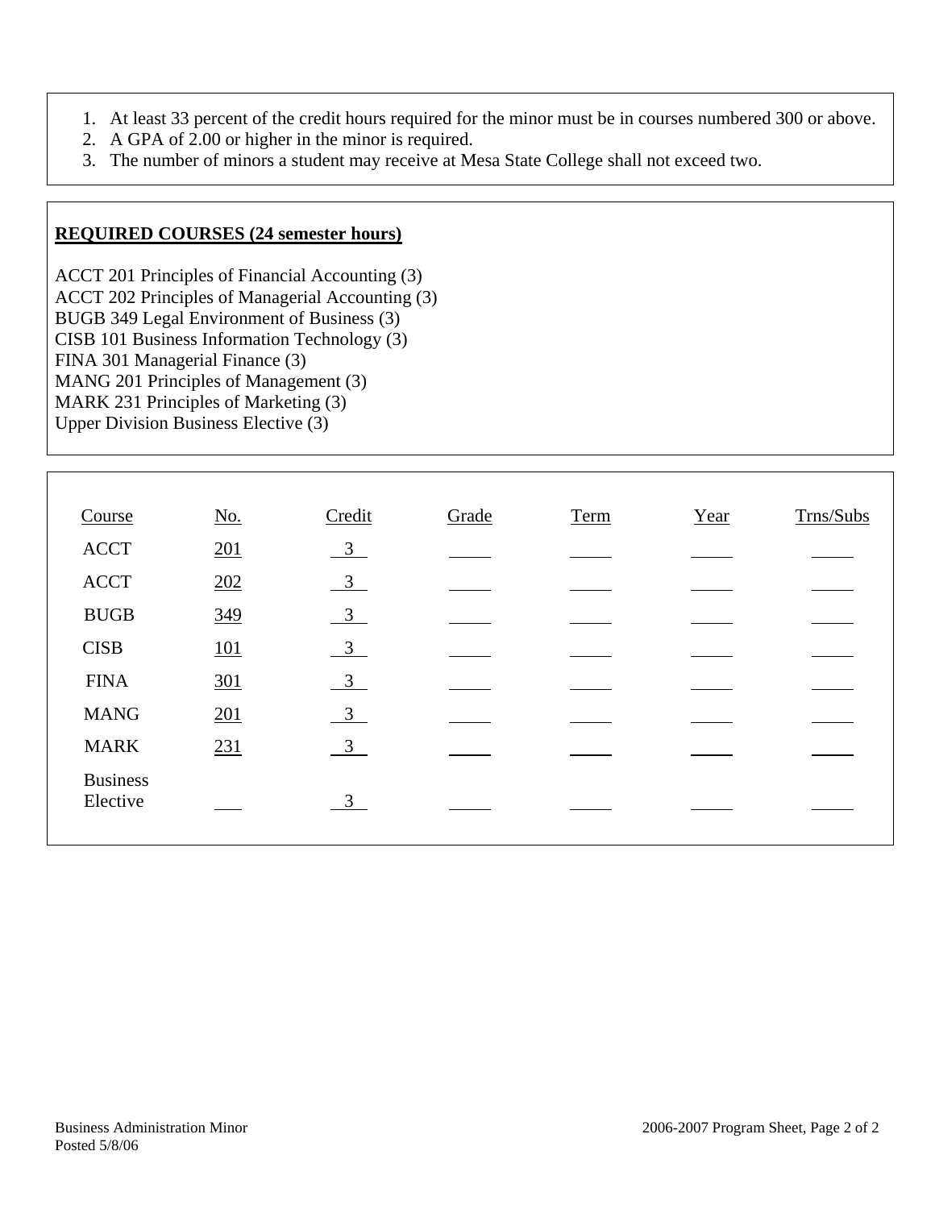1. At least 33 percent of the credit hours required for the minor must be in courses numbered 300 or above.
2. A GPA of 2.00 or higher in the minor is required.
3. The number of minors a student may receive at Mesa State College shall not exceed two.

**REQUIRED COURSES (24 semester hours)**

ACCT 201 Principles of Financial Accounting (3)
ACCT 202 Principles of Managerial Accounting (3)
BUGB 349 Legal Environment of Business (3)
CISB 101 Business Information Technology (3)
FINA 301 Managerial Finance (3)
MANG 201 Principles of Management (3)
MARK 231 Principles of Marketing (3)
Upper Division Business Elective (3)

| Course | No. | Credit | Grade | Term | Year | Trns/Subs |
|---|---|---|---|---|---|---|
| ACCT | 201 | 3 | | | | |
| ACCT | 202 | 3 | | | | |
| BUGB | 349 | 3 | | | | |
| CISB | 101 | 3 | | | | |
| FINA | 301 | 3 | | | | |
| MANG | 201 | 3 | | | | |
| MARK | 231 | 3 | | | | |
| Business Elective | | 3 | | | | |

Business Administration Minor
Posted 5/8/06